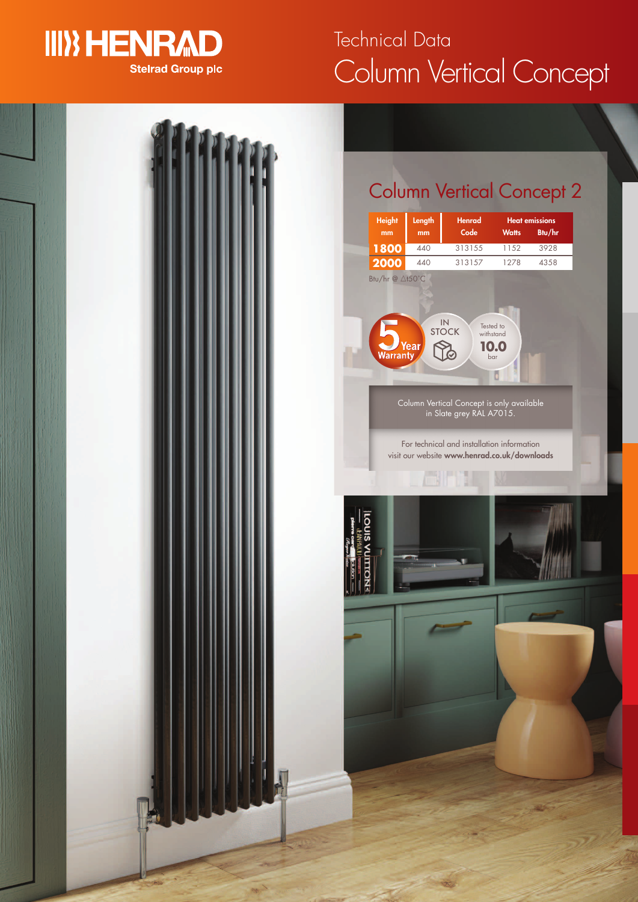HENRAD
Stelrad Group plc

Technical Data

# Column Vertical Concept

## Column Vertical Concept 2

| Height mm | Length mm | Henrad Code | Heat emissions Watts | Btu/hr |
|---|---|---|---|---|
| 1800 | 440 | 313155 | 1152 | 3928 |
| 2000 | 440 | 313157 | 1278 | 4358 |

Btu/hr @ △t50°C

5 Year Warranty

IN STOCK

Tested to withstand 10.0 bar

Column Vertical Concept is only available in Slate grey RAL A7015.

For technical and installation information visit our website **www.henrad.co.uk/downloads**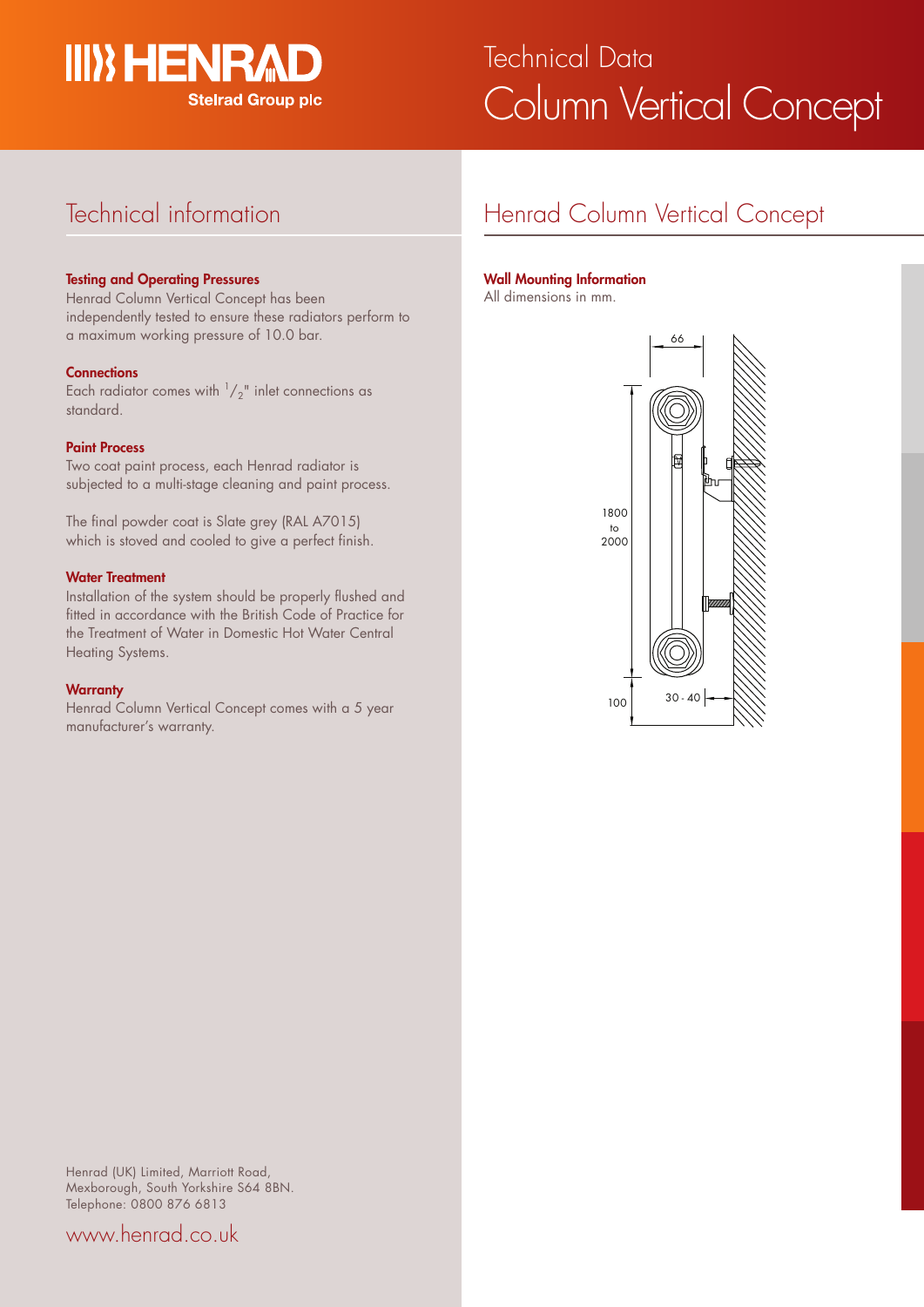# Technical Data
# Column Vertical Concept

## Technical information

**Testing and Operating Pressures**
Henrad Column Vertical Concept has been independently tested to ensure these radiators perform to a maximum working pressure of 10.0 bar.

**Connections**
Each radiator comes with $^{1}/_{2}$" inlet connections as standard.

**Paint Process**
Two coat paint process, each Henrad radiator is subjected to a multi-stage cleaning and paint process.

The final powder coat is Slate grey (RAL A7015) which is stoved and cooled to give a perfect finish.

**Water Treatment**
Installation of the system should be properly flushed and fitted in accordance with the British Code of Practice for the Treatment of Water in Domestic Hot Water Central Heating Systems.

**Warranty**
Henrad Column Vertical Concept comes with a 5 year manufacturer's warranty.

Henrad (UK) Limited, Marriott Road,
Mexborough, South Yorkshire S64 8BN.
Telephone: 0800 876 6813

www.henrad.co.uk

## Henrad Column Vertical Concept

**Wall Mounting Information**
All dimensions in mm.

66

1800
to
2000

100

30 - 40